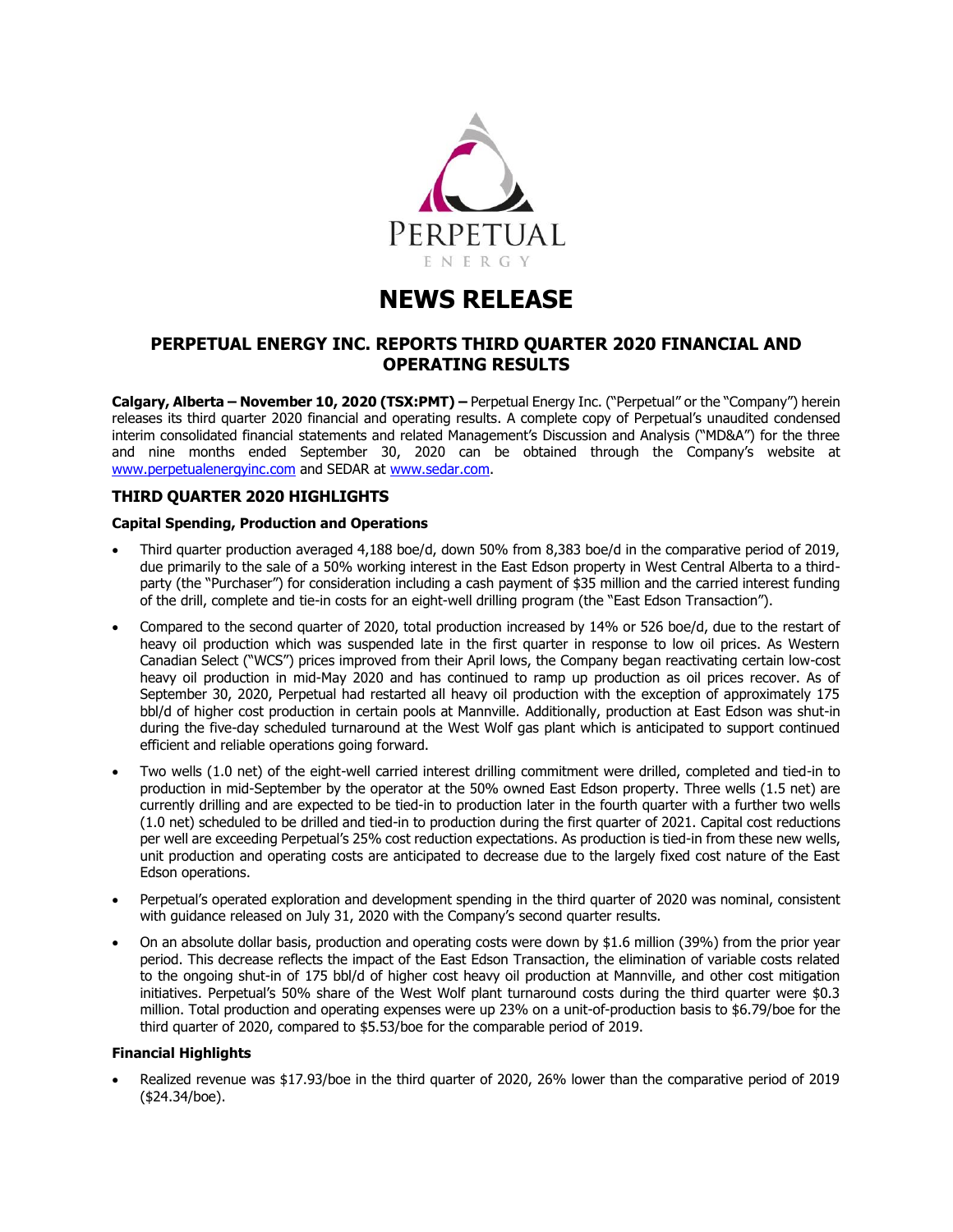# NEWS RELEASE

## PERPETUAL ENERGY INC. REPORTS THIRD QUARTER 2020 FINANCIAL AND OPERATING RESULTS

**Calgary, Alberta – November 10, 2020 (TSX:PMT) –** Perpetual Energy Inc. ("Perpetual" or the "Company") herein releases its third quarter 2020 financial and operating results. A complete copy of Perpetual's unaudited condensed interim consolidated financial statements and related Management's Discussion and Analysis ("MD&A") for the three and nine months ended September 30, 2020 can be obtained through the Company's website at www.perpetualenergyinc.com and SEDAR at www.sedar.com.

### THIRD QUARTER 2020 HIGHLIGHTS

**Capital Spending, Production and Operations**

- Third quarter production averaged 4,188 boe/d, down 50% from 8,383 boe/d in the comparative period of 2019, due primarily to the sale of a 50% working interest in the East Edson property in West Central Alberta to a third-party (the "Purchaser") for consideration including a cash payment of $35 million and the carried interest funding of the drill, complete and tie-in costs for an eight-well drilling program (the "East Edson Transaction").
- Compared to the second quarter of 2020, total production increased by 14% or 526 boe/d, due to the restart of heavy oil production which was suspended late in the first quarter in response to low oil prices. As Western Canadian Select ("WCS") prices improved from their April lows, the Company began reactivating certain low-cost heavy oil production in mid-May 2020 and has continued to ramp up production as oil prices recover. As of September 30, 2020, Perpetual had restarted all heavy oil production with the exception of approximately 175 bbl/d of higher cost production in certain pools at Mannville. Additionally, production at East Edson was shut-in during the five-day scheduled turnaround at the West Wolf gas plant which is anticipated to support continued efficient and reliable operations going forward.
- Two wells (1.0 net) of the eight-well carried interest drilling commitment were drilled, completed and tied-in to production in mid-September by the operator at the 50% owned East Edson property. Three wells (1.5 net) are currently drilling and are expected to be tied-in to production later in the fourth quarter with a further two wells (1.0 net) scheduled to be drilled and tied-in to production during the first quarter of 2021. Capital cost reductions per well are exceeding Perpetual's 25% cost reduction expectations. As production is tied-in from these new wells, unit production and operating costs are anticipated to decrease due to the largely fixed cost nature of the East Edson operations.
- Perpetual's operated exploration and development spending in the third quarter of 2020 was nominal, consistent with guidance released on July 31, 2020 with the Company's second quarter results.
- On an absolute dollar basis, production and operating costs were down by $1.6 million (39%) from the prior year period. This decrease reflects the impact of the East Edson Transaction, the elimination of variable costs related to the ongoing shut-in of 175 bbl/d of higher cost heavy oil production at Mannville, and other cost mitigation initiatives. Perpetual's 50% share of the West Wolf plant turnaround costs during the third quarter were $0.3 million. Total production and operating expenses were up 23% on a unit-of-production basis to $6.79/boe for the third quarter of 2020, compared to $5.53/boe for the comparable period of 2019.

**Financial Highlights**

- Realized revenue was $17.93/boe in the third quarter of 2020, 26% lower than the comparative period of 2019 ($24.34/boe).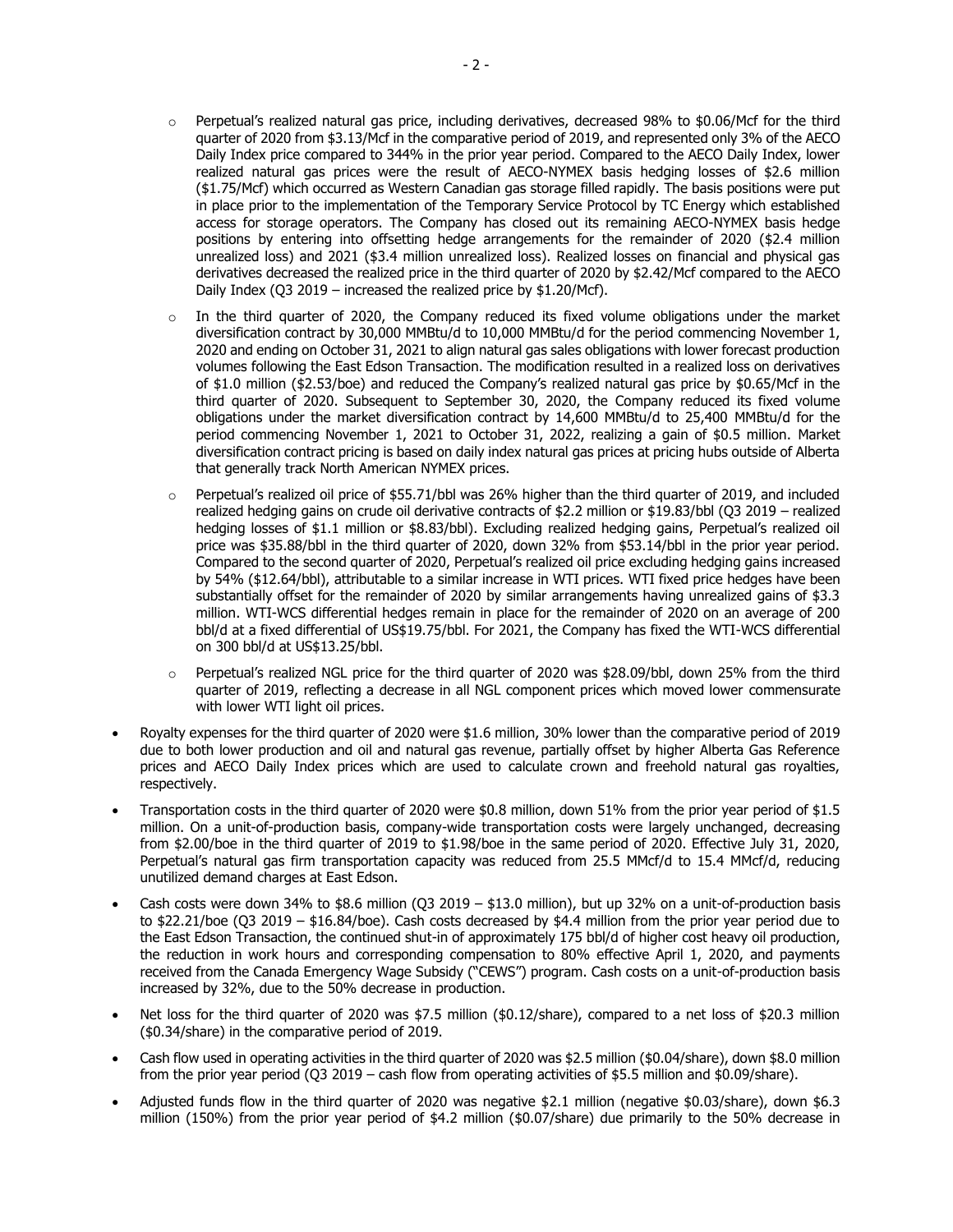- Perpetual's realized natural gas price, including derivatives, decreased 98% to $0.06/Mcf for the third quarter of 2020 from $3.13/Mcf in the comparative period of 2019, and represented only 3% of the AECO Daily Index price compared to 344% in the prior year period. Compared to the AECO Daily Index, lower realized natural gas prices were the result of AECO-NYMEX basis hedging losses of $2.6 million ($1.75/Mcf) which occurred as Western Canadian gas storage filled rapidly. The basis positions were put in place prior to the implementation of the Temporary Service Protocol by TC Energy which established access for storage operators. The Company has closed out its remaining AECO-NYMEX basis hedge positions by entering into offsetting hedge arrangements for the remainder of 2020 ($2.4 million unrealized loss) and 2021 ($3.4 million unrealized loss). Realized losses on financial and physical gas derivatives decreased the realized price in the third quarter of 2020 by $2.42/Mcf compared to the AECO Daily Index (Q3 2019 – increased the realized price by $1.20/Mcf).
- In the third quarter of 2020, the Company reduced its fixed volume obligations under the market diversification contract by 30,000 MMBtu/d to 10,000 MMBtu/d for the period commencing November 1, 2020 and ending on October 31, 2021 to align natural gas sales obligations with lower forecast production volumes following the East Edson Transaction. The modification resulted in a realized loss on derivatives of $1.0 million ($2.53/boe) and reduced the Company's realized natural gas price by $0.65/Mcf in the third quarter of 2020. Subsequent to September 30, 2020, the Company reduced its fixed volume obligations under the market diversification contract by 14,600 MMBtu/d to 25,400 MMBtu/d for the period commencing November 1, 2021 to October 31, 2022, realizing a gain of $0.5 million. Market diversification contract pricing is based on daily index natural gas prices at pricing hubs outside of Alberta that generally track North American NYMEX prices.
- Perpetual's realized oil price of $55.71/bbl was 26% higher than the third quarter of 2019, and included realized hedging gains on crude oil derivative contracts of $2.2 million or $19.83/bbl (Q3 2019 – realized hedging losses of $1.1 million or $8.83/bbl). Excluding realized hedging gains, Perpetual's realized oil price was $35.88/bbl in the third quarter of 2020, down 32% from $53.14/bbl in the prior year period. Compared to the second quarter of 2020, Perpetual's realized oil price excluding hedging gains increased by 54% ($12.64/bbl), attributable to a similar increase in WTI prices. WTI fixed price hedges have been substantially offset for the remainder of 2020 by similar arrangements having unrealized gains of $3.3 million. WTI-WCS differential hedges remain in place for the remainder of 2020 on an average of 200 bbl/d at a fixed differential of US$19.75/bbl. For 2021, the Company has fixed the WTI-WCS differential on 300 bbl/d at US$13.25/bbl.
- Perpetual's realized NGL price for the third quarter of 2020 was $28.09/bbl, down 25% from the third quarter of 2019, reflecting a decrease in all NGL component prices which moved lower commensurate with lower WTI light oil prices.

- Royalty expenses for the third quarter of 2020 were $1.6 million, 30% lower than the comparative period of 2019 due to both lower production and oil and natural gas revenue, partially offset by higher Alberta Gas Reference prices and AECO Daily Index prices which are used to calculate crown and freehold natural gas royalties, respectively.
- Transportation costs in the third quarter of 2020 were $0.8 million, down 51% from the prior year period of $1.5 million. On a unit-of-production basis, company-wide transportation costs were largely unchanged, decreasing from $2.00/boe in the third quarter of 2019 to $1.98/boe in the same period of 2020. Effective July 31, 2020, Perpetual's natural gas firm transportation capacity was reduced from 25.5 MMcf/d to 15.4 MMcf/d, reducing unutilized demand charges at East Edson.
- Cash costs were down 34% to $8.6 million (Q3 2019 – $13.0 million), but up 32% on a unit-of-production basis to $22.21/boe (Q3 2019 – $16.84/boe). Cash costs decreased by $4.4 million from the prior year period due to the East Edson Transaction, the continued shut-in of approximately 175 bbl/d of higher cost heavy oil production, the reduction in work hours and corresponding compensation to 80% effective April 1, 2020, and payments received from the Canada Emergency Wage Subsidy ("CEWS") program. Cash costs on a unit-of-production basis increased by 32%, due to the 50% decrease in production.
- Net loss for the third quarter of 2020 was $7.5 million ($0.12/share), compared to a net loss of $20.3 million ($0.34/share) in the comparative period of 2019.
- Cash flow used in operating activities in the third quarter of 2020 was $2.5 million ($0.04/share), down $8.0 million from the prior year period (Q3 2019 – cash flow from operating activities of $5.5 million and $0.09/share).
- Adjusted funds flow in the third quarter of 2020 was negative $2.1 million (negative $0.03/share), down $6.3 million (150%) from the prior year period of $4.2 million ($0.07/share) due primarily to the 50% decrease in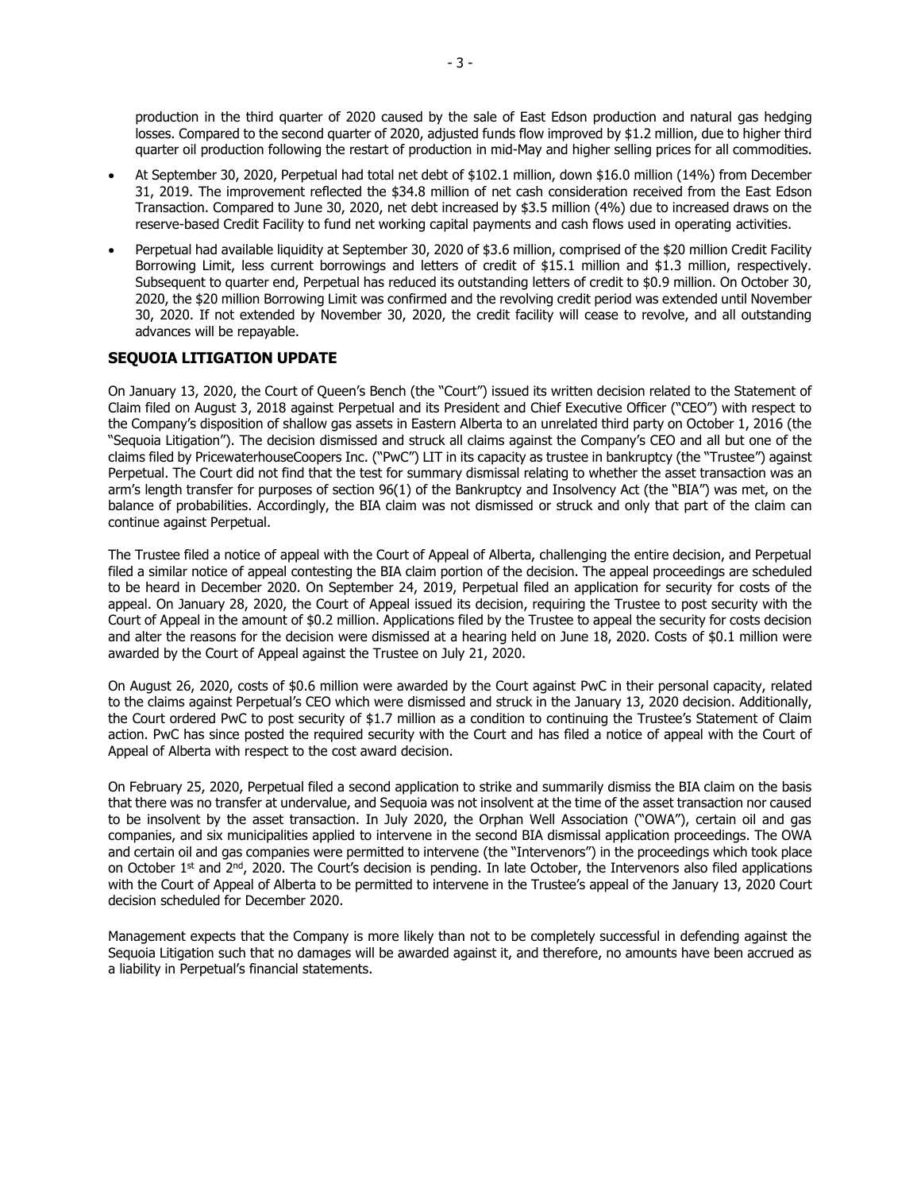production in the third quarter of 2020 caused by the sale of East Edson production and natural gas hedging losses. Compared to the second quarter of 2020, adjusted funds flow improved by $1.2 million, due to higher third quarter oil production following the restart of production in mid-May and higher selling prices for all commodities.

- At September 30, 2020, Perpetual had total net debt of $102.1 million, down $16.0 million (14%) from December 31, 2019. The improvement reflected the $34.8 million of net cash consideration received from the East Edson Transaction. Compared to June 30, 2020, net debt increased by $3.5 million (4%) due to increased draws on the reserve-based Credit Facility to fund net working capital payments and cash flows used in operating activities.
- Perpetual had available liquidity at September 30, 2020 of $3.6 million, comprised of the $20 million Credit Facility Borrowing Limit, less current borrowings and letters of credit of $15.1 million and $1.3 million, respectively. Subsequent to quarter end, Perpetual has reduced its outstanding letters of credit to $0.9 million. On October 30, 2020, the $20 million Borrowing Limit was confirmed and the revolving credit period was extended until November 30, 2020. If not extended by November 30, 2020, the credit facility will cease to revolve, and all outstanding advances will be repayable.

## SEQUOIA LITIGATION UPDATE

On January 13, 2020, the Court of Queen's Bench (the "Court") issued its written decision related to the Statement of Claim filed on August 3, 2018 against Perpetual and its President and Chief Executive Officer ("CEO") with respect to the Company's disposition of shallow gas assets in Eastern Alberta to an unrelated third party on October 1, 2016 (the "Sequoia Litigation"). The decision dismissed and struck all claims against the Company's CEO and all but one of the claims filed by PricewaterhouseCoopers Inc. ("PwC") LIT in its capacity as trustee in bankruptcy (the "Trustee") against Perpetual. The Court did not find that the test for summary dismissal relating to whether the asset transaction was an arm's length transfer for purposes of section 96(1) of the Bankruptcy and Insolvency Act (the "BIA") was met, on the balance of probabilities. Accordingly, the BIA claim was not dismissed or struck and only that part of the claim can continue against Perpetual.

The Trustee filed a notice of appeal with the Court of Appeal of Alberta, challenging the entire decision, and Perpetual filed a similar notice of appeal contesting the BIA claim portion of the decision. The appeal proceedings are scheduled to be heard in December 2020. On September 24, 2019, Perpetual filed an application for security for costs of the appeal. On January 28, 2020, the Court of Appeal issued its decision, requiring the Trustee to post security with the Court of Appeal in the amount of $0.2 million. Applications filed by the Trustee to appeal the security for costs decision and alter the reasons for the decision were dismissed at a hearing held on June 18, 2020. Costs of $0.1 million were awarded by the Court of Appeal against the Trustee on July 21, 2020.

On August 26, 2020, costs of $0.6 million were awarded by the Court against PwC in their personal capacity, related to the claims against Perpetual's CEO which were dismissed and struck in the January 13, 2020 decision. Additionally, the Court ordered PwC to post security of $1.7 million as a condition to continuing the Trustee's Statement of Claim action. PwC has since posted the required security with the Court and has filed a notice of appeal with the Court of Appeal of Alberta with respect to the cost award decision.

On February 25, 2020, Perpetual filed a second application to strike and summarily dismiss the BIA claim on the basis that there was no transfer at undervalue, and Sequoia was not insolvent at the time of the asset transaction nor caused to be insolvent by the asset transaction. In July 2020, the Orphan Well Association ("OWA"), certain oil and gas companies, and six municipalities applied to intervene in the second BIA dismissal application proceedings. The OWA and certain oil and gas companies were permitted to intervene (the "Intervenors") in the proceedings which took place on October 1st and 2nd, 2020. The Court's decision is pending. In late October, the Intervenors also filed applications with the Court of Appeal of Alberta to be permitted to intervene in the Trustee's appeal of the January 13, 2020 Court decision scheduled for December 2020.

Management expects that the Company is more likely than not to be completely successful in defending against the Sequoia Litigation such that no damages will be awarded against it, and therefore, no amounts have been accrued as a liability in Perpetual's financial statements.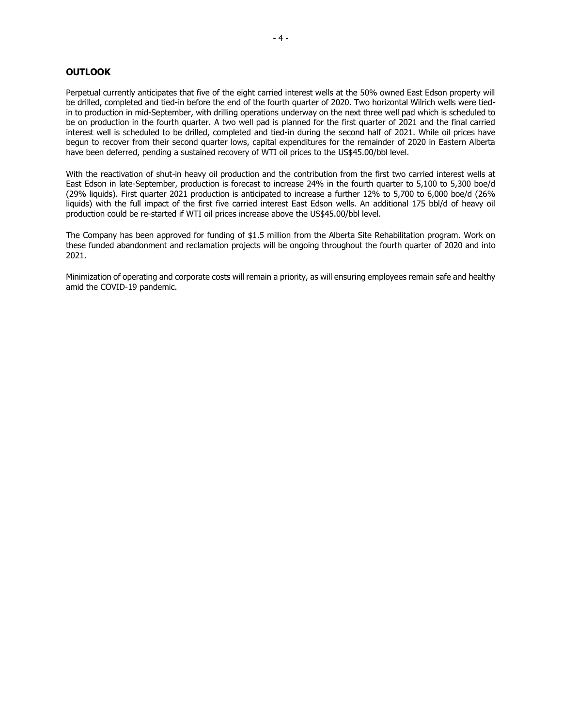## OUTLOOK

Perpetual currently anticipates that five of the eight carried interest wells at the 50% owned East Edson property will be drilled, completed and tied-in before the end of the fourth quarter of 2020. Two horizontal Wilrich wells were tied-in to production in mid-September, with drilling operations underway on the next three well pad which is scheduled to be on production in the fourth quarter. A two well pad is planned for the first quarter of 2021 and the final carried interest well is scheduled to be drilled, completed and tied-in during the second half of 2021. While oil prices have begun to recover from their second quarter lows, capital expenditures for the remainder of 2020 in Eastern Alberta have been deferred, pending a sustained recovery of WTI oil prices to the US$45.00/bbl level.

With the reactivation of shut-in heavy oil production and the contribution from the first two carried interest wells at East Edson in late-September, production is forecast to increase 24% in the fourth quarter to 5,100 to 5,300 boe/d (29% liquids). First quarter 2021 production is anticipated to increase a further 12% to 5,700 to 6,000 boe/d (26% liquids) with the full impact of the first five carried interest East Edson wells. An additional 175 bbl/d of heavy oil production could be re-started if WTI oil prices increase above the US$45.00/bbl level.

The Company has been approved for funding of $1.5 million from the Alberta Site Rehabilitation program. Work on these funded abandonment and reclamation projects will be ongoing throughout the fourth quarter of 2020 and into 2021.

Minimization of operating and corporate costs will remain a priority, as will ensuring employees remain safe and healthy amid the COVID-19 pandemic.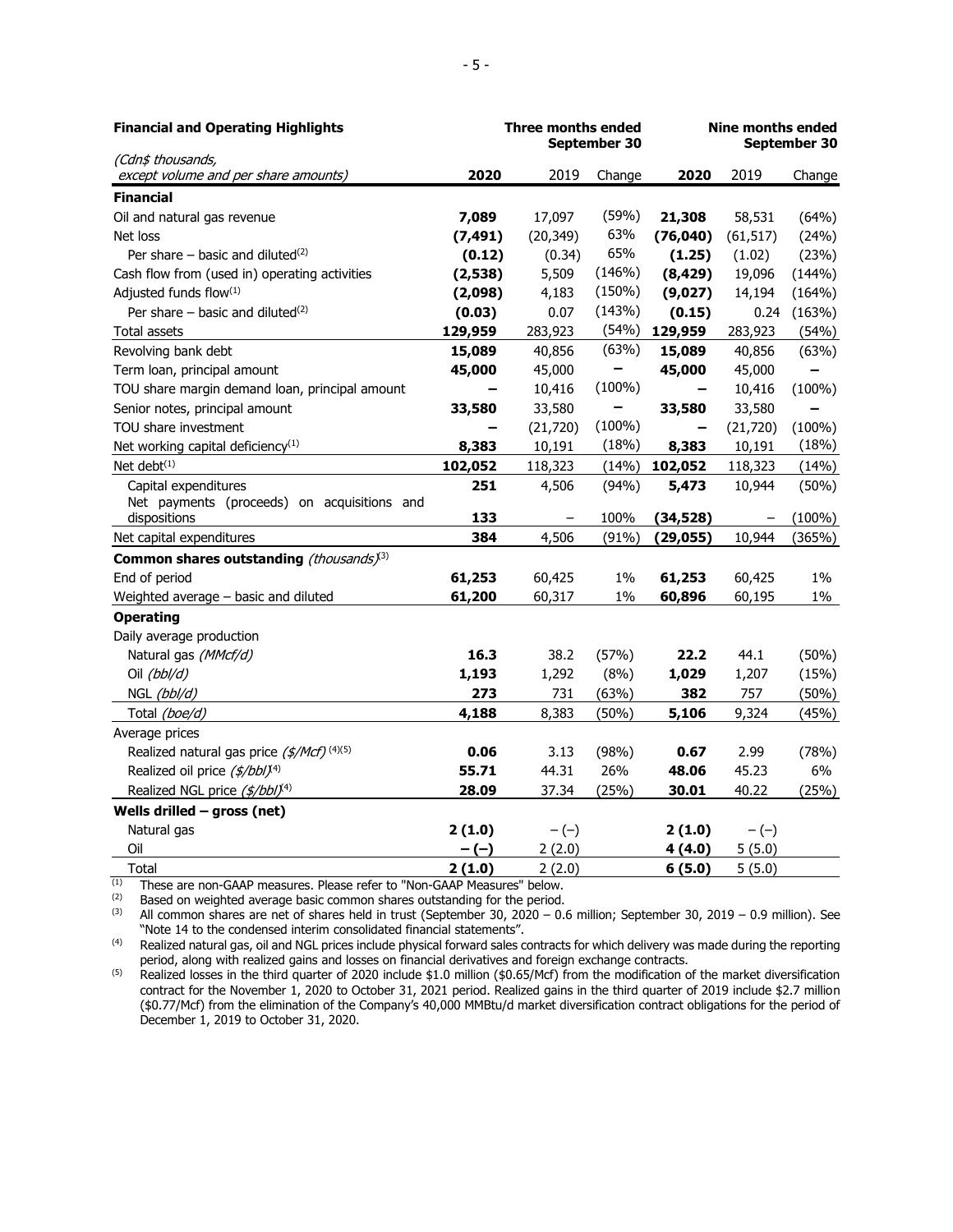| **Financial and Operating Highlights** | **Three months ended September 30** | | | **Nine months ended September 30** | | |
|---|---|---|---|---|---|---|
| *(Cdn$ thousands, except volume and per share amounts)* | **2020** | 2019 | Change | **2020** | 2019 | Change |
| **Financial** | | | | | | |
| Oil and natural gas revenue | **7,089** | 17,097 | (59%) | **21,308** | 58,531 | (64%) |
| Net loss | **(7,491)** | (20,349) | 63% | **(76,040)** | (61,517) | (24%) |
| Per share – basic and diluted[(2)] | **(0.12)** | (0.34) | 65% | **(1.25)** | (1.02) | (23%) |
| Cash flow from (used in) operating activities | **(2,538)** | 5,509 | (146%) | **(8,429)** | 19,096 | (144%) |
| Adjusted funds flow[(1)] | **(2,098)** | 4,183 | (150%) | **(9,027)** | 14,194 | (164%) |
| Per share – basic and diluted[(2)] | **(0.03)** | 0.07 | (143%) | **(0.15)** | 0.24 | (163%) |
| Total assets | **129,959** | 283,923 | (54%) | **129,959** | 283,923 | (54%) |
| Revolving bank debt | **15,089** | 40,856 | (63%) | **15,089** | 40,856 | (63%) |
| Term loan, principal amount | **45,000** | 45,000 | – | **45,000** | 45,000 | – |
| TOU share margin demand loan, principal amount | **–** | 10,416 | (100%) | **–** | 10,416 | (100%) |
| Senior notes, principal amount | **33,580** | 33,580 | – | **33,580** | 33,580 | – |
| TOU share investment | **–** | (21,720) | (100%) | **–** | (21,720) | (100%) |
| Net working capital deficiency[(1)] | **8,383** | 10,191 | (18%) | **8,383** | 10,191 | (18%) |
| Net debt[(1)] | **102,052** | 118,323 | (14%) | **102,052** | 118,323 | (14%) |
| Capital expenditures | **251** | 4,506 | (94%) | **5,473** | 10,944 | (50%) |
| Net payments (proceeds) on acquisitions and dispositions | **133** | – | 100% | **(34,528)** | – | (100%) |
| Net capital expenditures | **384** | 4,506 | (91%) | **(29,055)** | 10,944 | (365%) |
| **Common shares outstanding** *(thousands)*[(3)] | | | | | | |
| End of period | **61,253** | 60,425 | 1% | **61,253** | 60,425 | 1% |
| Weighted average – basic and diluted | **61,200** | 60,317 | 1% | **60,896** | 60,195 | 1% |
| **Operating** | | | | | | |
| Daily average production | | | | | | |
| Natural gas *(MMcf/d)* | **16.3** | 38.2 | (57%) | **22.2** | 44.1 | (50%) |
| Oil *(bbl/d)* | **1,193** | 1,292 | (8%) | **1,029** | 1,207 | (15%) |
| NGL *(bbl/d)* | **273** | 731 | (63%) | **382** | 757 | (50%) |
| Total *(boe/d)* | **4,188** | 8,383 | (50%) | **5,106** | 9,324 | (45%) |
| Average prices | | | | | | |
| Realized natural gas price *($/Mcf)* [(4)(5)] | **0.06** | 3.13 | (98%) | **0.67** | 2.99 | (78%) |
| Realized oil price *($/bbl)*[(4)] | **55.71** | 44.31 | 26% | **48.06** | 45.23 | 6% |
| Realized NGL price *($/bbl)*[(4)] | **28.09** | 37.34 | (25%) | **30.01** | 40.22 | (25%) |
| **Wells drilled – gross (net)** | | | | | | |
| Natural gas | **2 (1.0)** | – (–) | | **2 (1.0)** | – (–) | |
| Oil | **– (–)** | 2 (2.0) | | **4 (4.0)** | 5 (5.0) | |
| Total | **2 (1.0)** | 2 (2.0) | | **6 (5.0)** | 5 (5.0) | |

(1) These are non-GAAP measures. Please refer to "Non-GAAP Measures" below.

(2) Based on weighted average basic common shares outstanding for the period.

(3) All common shares are net of shares held in trust (September 30, 2020 – 0.6 million; September 30, 2019 – 0.9 million). See "Note 14 to the condensed interim consolidated financial statements".

(4) Realized natural gas, oil and NGL prices include physical forward sales contracts for which delivery was made during the reporting period, along with realized gains and losses on financial derivatives and foreign exchange contracts.

(5) Realized losses in the third quarter of 2020 include $1.0 million ($0.65/Mcf) from the modification of the market diversification contract for the November 1, 2020 to October 31, 2021 period. Realized gains in the third quarter of 2019 include $2.7 million ($0.77/Mcf) from the elimination of the Company's 40,000 MMBtu/d market diversification contract obligations for the period of December 1, 2019 to October 31, 2020.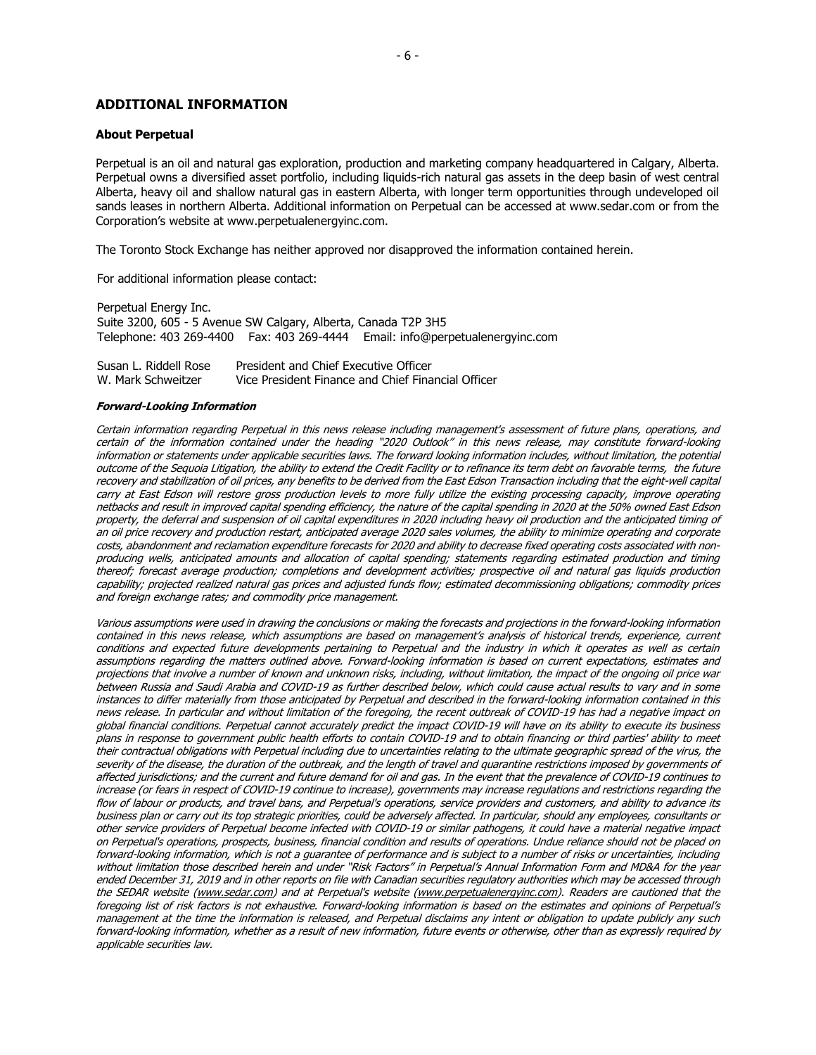## ADDITIONAL INFORMATION

### About Perpetual

Perpetual is an oil and natural gas exploration, production and marketing company headquartered in Calgary, Alberta. Perpetual owns a diversified asset portfolio, including liquids-rich natural gas assets in the deep basin of west central Alberta, heavy oil and shallow natural gas in eastern Alberta, with longer term opportunities through undeveloped oil sands leases in northern Alberta. Additional information on Perpetual can be accessed at www.sedar.com or from the Corporation's website at www.perpetualenergyinc.com.

The Toronto Stock Exchange has neither approved nor disapproved the information contained herein.

For additional information please contact:

Perpetual Energy Inc.
Suite 3200, 605 - 5 Avenue SW Calgary, Alberta, Canada T2P 3H5
Telephone: 403 269-4400 Fax: 403 269-4444 Email: info@perpetualenergyinc.com

Susan L. Riddell Rose President and Chief Executive Officer
W. Mark Schweitzer Vice President Finance and Chief Financial Officer

***Forward-Looking Information***

*Certain information regarding Perpetual in this news release including management's assessment of future plans, operations, and certain of the information contained under the heading "2020 Outlook" in this news release, may constitute forward-looking information or statements under applicable securities laws. The forward looking information includes, without limitation, the potential outcome of the Sequoia Litigation, the ability to extend the Credit Facility or to refinance its term debt on favorable terms, the future recovery and stabilization of oil prices, any benefits to be derived from the East Edson Transaction including that the eight-well capital carry at East Edson will restore gross production levels to more fully utilize the existing processing capacity, improve operating netbacks and result in improved capital spending efficiency, the nature of the capital spending in 2020 at the 50% owned East Edson property, the deferral and suspension of oil capital expenditures in 2020 including heavy oil production and the anticipated timing of an oil price recovery and production restart, anticipated average 2020 sales volumes, the ability to minimize operating and corporate costs, abandonment and reclamation expenditure forecasts for 2020 and ability to decrease fixed operating costs associated with non-producing wells, anticipated amounts and allocation of capital spending; statements regarding estimated production and timing thereof; forecast average production; completions and development activities; prospective oil and natural gas liquids production capability; projected realized natural gas prices and adjusted funds flow; estimated decommissioning obligations; commodity prices and foreign exchange rates; and commodity price management.*

*Various assumptions were used in drawing the conclusions or making the forecasts and projections in the forward-looking information contained in this news release, which assumptions are based on management's analysis of historical trends, experience, current conditions and expected future developments pertaining to Perpetual and the industry in which it operates as well as certain assumptions regarding the matters outlined above. Forward-looking information is based on current expectations, estimates and projections that involve a number of known and unknown risks, including, without limitation, the impact of the ongoing oil price war between Russia and Saudi Arabia and COVID-19 as further described below, which could cause actual results to vary and in some instances to differ materially from those anticipated by Perpetual and described in the forward-looking information contained in this news release. In particular and without limitation of the foregoing, the recent outbreak of COVID-19 has had a negative impact on global financial conditions. Perpetual cannot accurately predict the impact COVID-19 will have on its ability to execute its business plans in response to government public health efforts to contain COVID-19 and to obtain financing or third parties' ability to meet their contractual obligations with Perpetual including due to uncertainties relating to the ultimate geographic spread of the virus, the severity of the disease, the duration of the outbreak, and the length of travel and quarantine restrictions imposed by governments of affected jurisdictions; and the current and future demand for oil and gas. In the event that the prevalence of COVID-19 continues to increase (or fears in respect of COVID-19 continue to increase), governments may increase regulations and restrictions regarding the flow of labour or products, and travel bans, and Perpetual's operations, service providers and customers, and ability to advance its business plan or carry out its top strategic priorities, could be adversely affected. In particular, should any employees, consultants or other service providers of Perpetual become infected with COVID-19 or similar pathogens, it could have a material negative impact on Perpetual's operations, prospects, business, financial condition and results of operations. Undue reliance should not be placed on forward-looking information, which is not a guarantee of performance and is subject to a number of risks or uncertainties, including without limitation those described herein and under "Risk Factors" in Perpetual's Annual Information Form and MD&A for the year ended December 31, 2019 and in other reports on file with Canadian securities regulatory authorities which may be accessed through the SEDAR website (www.sedar.com) and at Perpetual's website (www.perpetualenergyinc.com). Readers are cautioned that the foregoing list of risk factors is not exhaustive. Forward-looking information is based on the estimates and opinions of Perpetual's management at the time the information is released, and Perpetual disclaims any intent or obligation to update publicly any such forward-looking information, whether as a result of new information, future events or otherwise, other than as expressly required by applicable securities law.*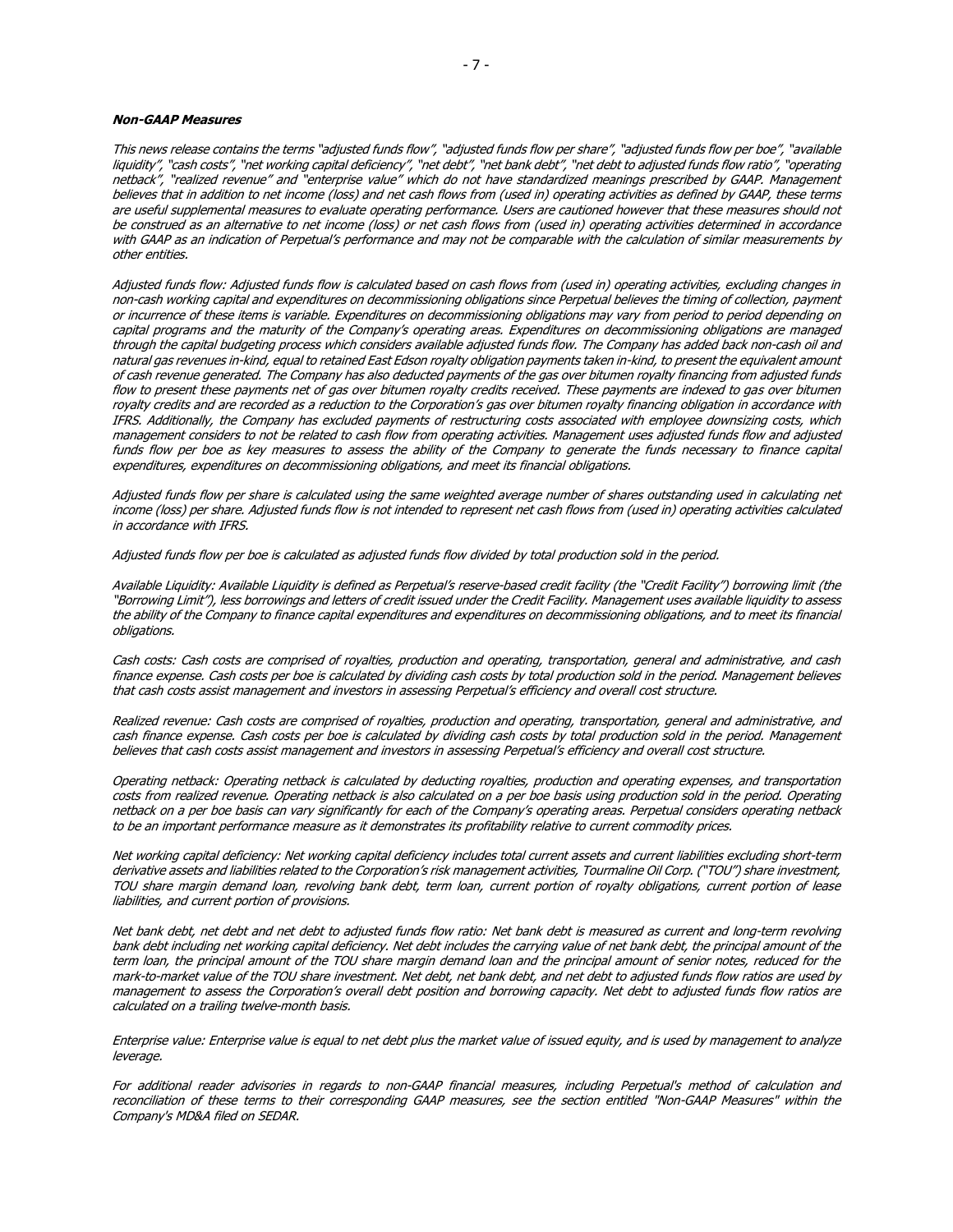***Non-GAAP Measures***

*This news release contains the terms "adjusted funds flow", "adjusted funds flow per share", "adjusted funds flow per boe", "available liquidity", "cash costs", "net working capital deficiency", "net debt", "net bank debt", "net debt to adjusted funds flow ratio", "operating netback", "realized revenue" and "enterprise value" which do not have standardized meanings prescribed by GAAP. Management believes that in addition to net income (loss) and net cash flows from (used in) operating activities as defined by GAAP, these terms are useful supplemental measures to evaluate operating performance. Users are cautioned however that these measures should not be construed as an alternative to net income (loss) or net cash flows from (used in) operating activities determined in accordance with GAAP as an indication of Perpetual's performance and may not be comparable with the calculation of similar measurements by other entities.*

*Adjusted funds flow: Adjusted funds flow is calculated based on cash flows from (used in) operating activities, excluding changes in non-cash working capital and expenditures on decommissioning obligations since Perpetual believes the timing of collection, payment or incurrence of these items is variable. Expenditures on decommissioning obligations may vary from period to period depending on capital programs and the maturity of the Company's operating areas. Expenditures on decommissioning obligations are managed through the capital budgeting process which considers available adjusted funds flow. The Company has added back non-cash oil and natural gas revenues in-kind, equal to retained East Edson royalty obligation payments taken in-kind, to present the equivalent amount of cash revenue generated. The Company has also deducted payments of the gas over bitumen royalty financing from adjusted funds flow to present these payments net of gas over bitumen royalty credits received. These payments are indexed to gas over bitumen royalty credits and are recorded as a reduction to the Corporation's gas over bitumen royalty financing obligation in accordance with IFRS. Additionally, the Company has excluded payments of restructuring costs associated with employee downsizing costs, which management considers to not be related to cash flow from operating activities. Management uses adjusted funds flow and adjusted funds flow per boe as key measures to assess the ability of the Company to generate the funds necessary to finance capital expenditures, expenditures on decommissioning obligations, and meet its financial obligations.*

*Adjusted funds flow per share is calculated using the same weighted average number of shares outstanding used in calculating net income (loss) per share. Adjusted funds flow is not intended to represent net cash flows from (used in) operating activities calculated in accordance with IFRS.*

*Adjusted funds flow per boe is calculated as adjusted funds flow divided by total production sold in the period.*

*Available Liquidity: Available Liquidity is defined as Perpetual's reserve-based credit facility (the "Credit Facility") borrowing limit (the "Borrowing Limit"), less borrowings and letters of credit issued under the Credit Facility. Management uses available liquidity to assess the ability of the Company to finance capital expenditures and expenditures on decommissioning obligations, and to meet its financial obligations.*

*Cash costs: Cash costs are comprised of royalties, production and operating, transportation, general and administrative, and cash finance expense. Cash costs per boe is calculated by dividing cash costs by total production sold in the period. Management believes that cash costs assist management and investors in assessing Perpetual's efficiency and overall cost structure.*

*Realized revenue: Cash costs are comprised of royalties, production and operating, transportation, general and administrative, and cash finance expense. Cash costs per boe is calculated by dividing cash costs by total production sold in the period. Management believes that cash costs assist management and investors in assessing Perpetual's efficiency and overall cost structure.*

*Operating netback: Operating netback is calculated by deducting royalties, production and operating expenses, and transportation costs from realized revenue. Operating netback is also calculated on a per boe basis using production sold in the period. Operating netback on a per boe basis can vary significantly for each of the Company's operating areas. Perpetual considers operating netback to be an important performance measure as it demonstrates its profitability relative to current commodity prices.*

*Net working capital deficiency: Net working capital deficiency includes total current assets and current liabilities excluding short-term derivative assets and liabilities related to the Corporation's risk management activities, Tourmaline Oil Corp. ("TOU") share investment, TOU share margin demand loan, revolving bank debt, term loan, current portion of royalty obligations, current portion of lease liabilities, and current portion of provisions.*

*Net bank debt, net debt and net debt to adjusted funds flow ratio: Net bank debt is measured as current and long-term revolving bank debt including net working capital deficiency. Net debt includes the carrying value of net bank debt, the principal amount of the term loan, the principal amount of the TOU share margin demand loan and the principal amount of senior notes, reduced for the mark-to-market value of the TOU share investment. Net debt, net bank debt, and net debt to adjusted funds flow ratios are used by management to assess the Corporation's overall debt position and borrowing capacity. Net debt to adjusted funds flow ratios are calculated on a trailing twelve-month basis.*

*Enterprise value: Enterprise value is equal to net debt plus the market value of issued equity, and is used by management to analyze leverage.*

*For additional reader advisories in regards to non-GAAP financial measures, including Perpetual's method of calculation and reconciliation of these terms to their corresponding GAAP measures, see the section entitled "Non-GAAP Measures" within the Company's MD&A filed on SEDAR.*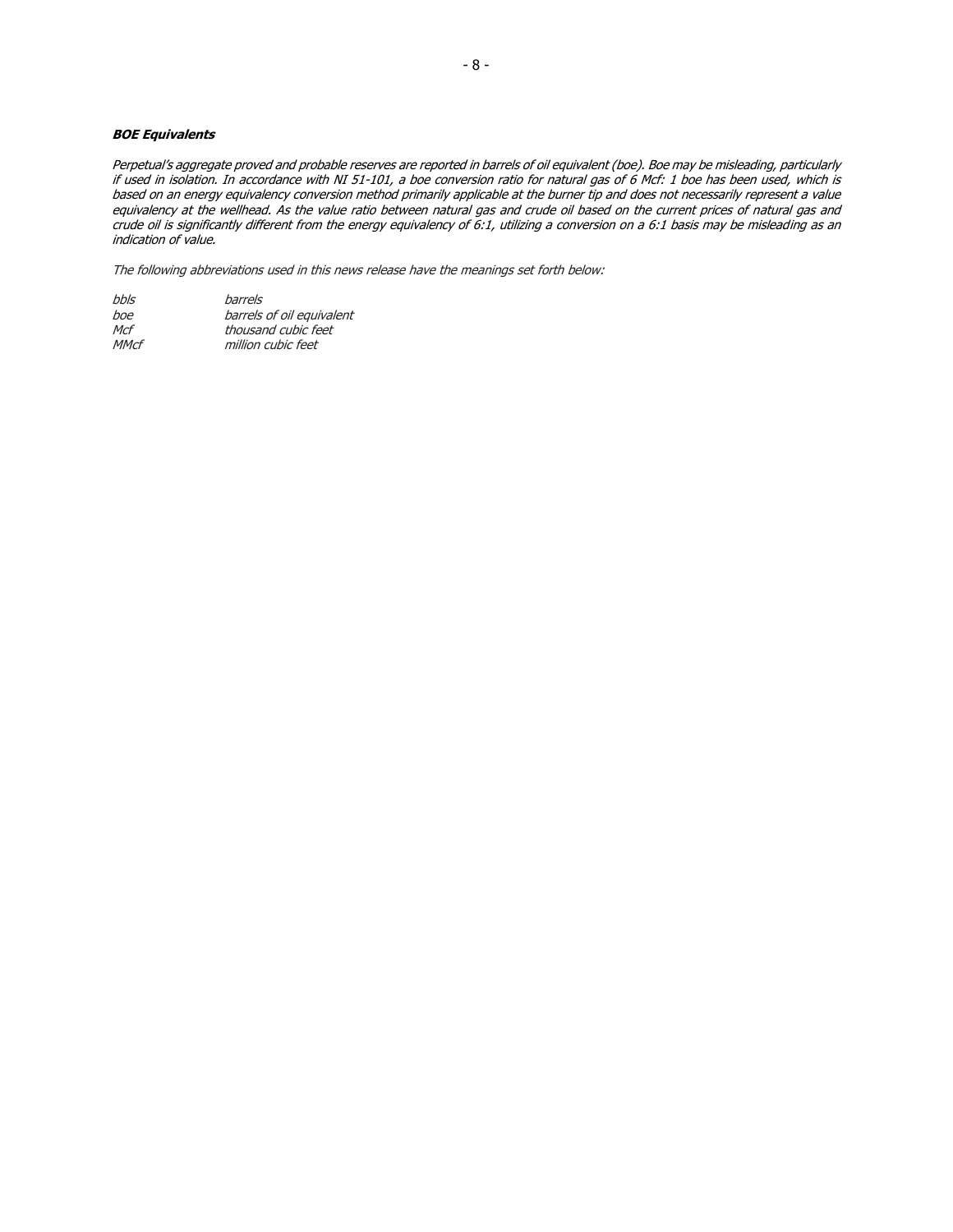### ***BOE Equivalents***

*Perpetual's aggregate proved and probable reserves are reported in barrels of oil equivalent (boe). Boe may be misleading, particularly if used in isolation. In accordance with NI 51-101, a boe conversion ratio for natural gas of 6 Mcf: 1 boe has been used, which is based on an energy equivalency conversion method primarily applicable at the burner tip and does not necessarily represent a value equivalency at the wellhead. As the value ratio between natural gas and crude oil based on the current prices of natural gas and crude oil is significantly different from the energy equivalency of 6:1, utilizing a conversion on a 6:1 basis may be misleading as an indication of value.*

*The following abbreviations used in this news release have the meanings set forth below:*

| | |
|---|---|
| *bbls* | *barrels* |
| *boe* | *barrels of oil equivalent* |
| *Mcf* | *thousand cubic feet* |
| *MMcf* | *million cubic feet* |